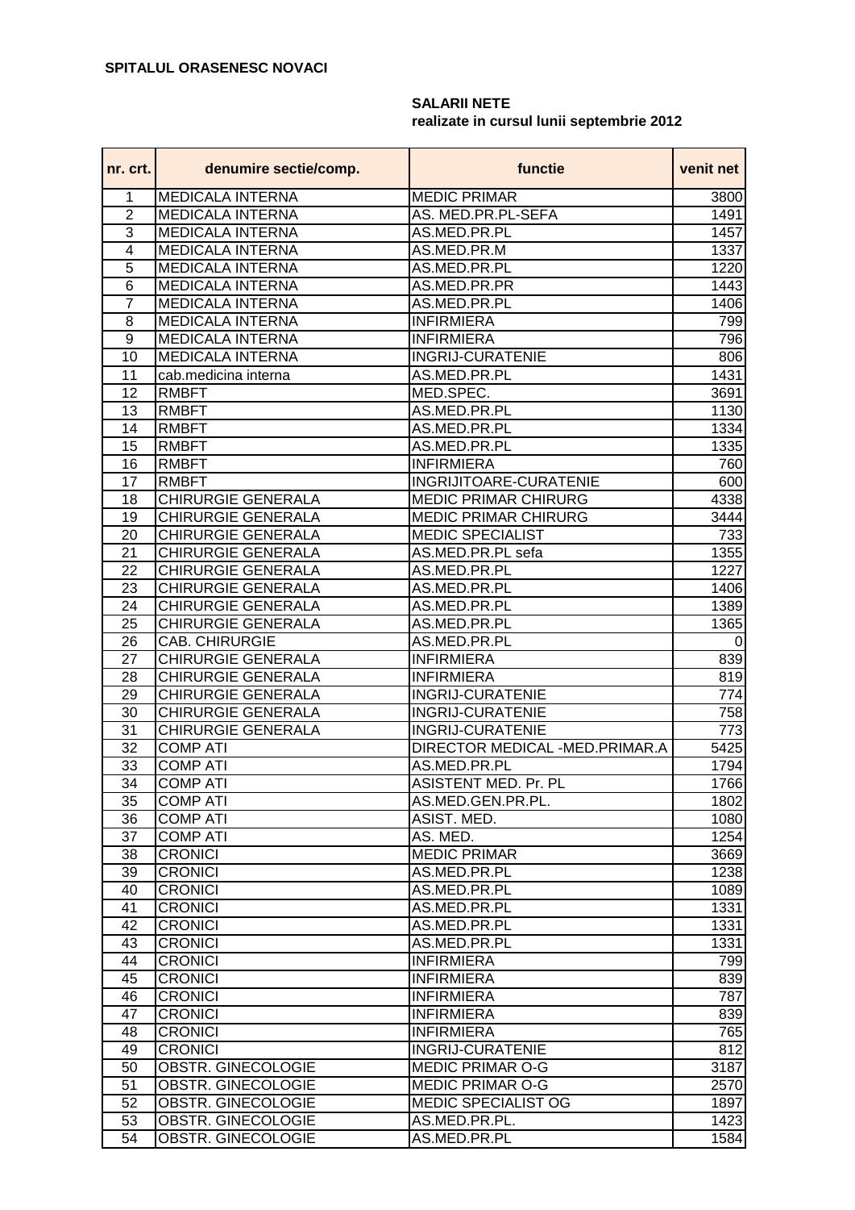**SPITALUL ORASENESC NOVACI**

**SALARII NETE**
**realizate in cursul lunii septembrie 2012**

| nr. crt. | denumire sectie/comp. | functie | venit net |
|---|---|---|---|
| 1 | MEDICALA INTERNA | MEDIC PRIMAR | 3800 |
| 2 | MEDICALA INTERNA | AS. MED.PR.PL-SEFA | 1491 |
| 3 | MEDICALA INTERNA | AS.MED.PR.PL | 1457 |
| 4 | MEDICALA INTERNA | AS.MED.PR.M | 1337 |
| 5 | MEDICALA INTERNA | AS.MED.PR.PL | 1220 |
| 6 | MEDICALA INTERNA | AS.MED.PR.PR | 1443 |
| 7 | MEDICALA INTERNA | AS.MED.PR.PL | 1406 |
| 8 | MEDICALA INTERNA | INFIRMIERA | 799 |
| 9 | MEDICALA INTERNA | INFIRMIERA | 796 |
| 10 | MEDICALA INTERNA | INGRIJ-CURATENIE | 806 |
| 11 | cab.medicina interna | AS.MED.PR.PL | 1431 |
| 12 | RMBFT | MED.SPEC. | 3691 |
| 13 | RMBFT | AS.MED.PR.PL | 1130 |
| 14 | RMBFT | AS.MED.PR.PL | 1334 |
| 15 | RMBFT | AS.MED.PR.PL | 1335 |
| 16 | RMBFT | INFIRMIERA | 760 |
| 17 | RMBFT | INGRIJITOARE-CURATENIE | 600 |
| 18 | CHIRURGIE GENERALA | MEDIC PRIMAR CHIRURG | 4338 |
| 19 | CHIRURGIE GENERALA | MEDIC PRIMAR CHIRURG | 3444 |
| 20 | CHIRURGIE GENERALA | MEDIC SPECIALIST | 733 |
| 21 | CHIRURGIE GENERALA | AS.MED.PR.PL sefa | 1355 |
| 22 | CHIRURGIE GENERALA | AS.MED.PR.PL | 1227 |
| 23 | CHIRURGIE GENERALA | AS.MED.PR.PL | 1406 |
| 24 | CHIRURGIE GENERALA | AS.MED.PR.PL | 1389 |
| 25 | CHIRURGIE GENERALA | AS.MED.PR.PL | 1365 |
| 26 | CAB. CHIRURGIE | AS.MED.PR.PL | 0 |
| 27 | CHIRURGIE GENERALA | INFIRMIERA | 839 |
| 28 | CHIRURGIE GENERALA | INFIRMIERA | 819 |
| 29 | CHIRURGIE GENERALA | INGRIJ-CURATENIE | 774 |
| 30 | CHIRURGIE GENERALA | INGRIJ-CURATENIE | 758 |
| 31 | CHIRURGIE GENERALA | INGRIJ-CURATENIE | 773 |
| 32 | COMP ATI | DIRECTOR MEDICAL -MED.PRIMAR.A | 5425 |
| 33 | COMP ATI | AS.MED.PR.PL | 1794 |
| 34 | COMP ATI | ASISTENT MED. Pr. PL | 1766 |
| 35 | COMP ATI | AS.MED.GEN.PR.PL. | 1802 |
| 36 | COMP ATI | ASIST. MED. | 1080 |
| 37 | COMP ATI | AS. MED. | 1254 |
| 38 | CRONICI | MEDIC PRIMAR | 3669 |
| 39 | CRONICI | AS.MED.PR.PL | 1238 |
| 40 | CRONICI | AS.MED.PR.PL | 1089 |
| 41 | CRONICI | AS.MED.PR.PL | 1331 |
| 42 | CRONICI | AS.MED.PR.PL | 1331 |
| 43 | CRONICI | AS.MED.PR.PL | 1331 |
| 44 | CRONICI | INFIRMIERA | 799 |
| 45 | CRONICI | INFIRMIERA | 839 |
| 46 | CRONICI | INFIRMIERA | 787 |
| 47 | CRONICI | INFIRMIERA | 839 |
| 48 | CRONICI | INFIRMIERA | 765 |
| 49 | CRONICI | INGRIJ-CURATENIE | 812 |
| 50 | OBSTR. GINECOLOGIE | MEDIC PRIMAR O-G | 3187 |
| 51 | OBSTR. GINECOLOGIE | MEDIC PRIMAR O-G | 2570 |
| 52 | OBSTR. GINECOLOGIE | MEDIC SPECIALIST OG | 1897 |
| 53 | OBSTR. GINECOLOGIE | AS.MED.PR.PL. | 1423 |
| 54 | OBSTR. GINECOLOGIE | AS.MED.PR.PL | 1584 |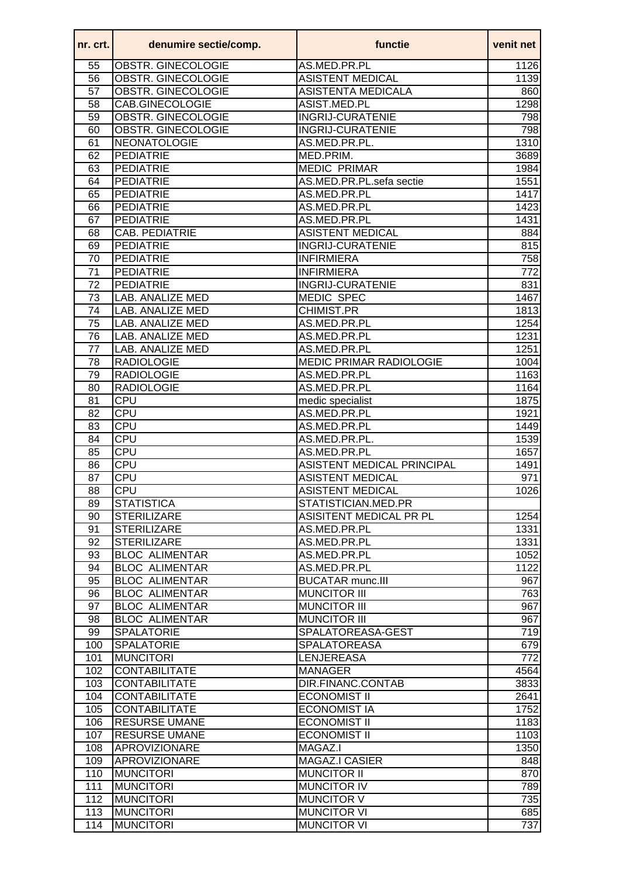| nr. crt. | denumire sectie/comp. | functie | venit net |
|---|---|---|---|
| 55 | OBSTR. GINECOLOGIE | AS.MED.PR.PL | 1126 |
| 56 | OBSTR. GINECOLOGIE | ASISTENT MEDICAL | 1139 |
| 57 | OBSTR. GINECOLOGIE | ASISTENTA MEDICALA | 860 |
| 58 | CAB.GINECOLOGIE | ASIST.MED.PL | 1298 |
| 59 | OBSTR. GINECOLOGIE | INGRIJ-CURATENIE | 798 |
| 60 | OBSTR. GINECOLOGIE | INGRIJ-CURATENIE | 798 |
| 61 | NEONATOLOGIE | AS.MED.PR.PL. | 1310 |
| 62 | PEDIATRIE | MED.PRIM. | 3689 |
| 63 | PEDIATRIE | MEDIC PRIMAR | 1984 |
| 64 | PEDIATRIE | AS.MED.PR.PL.sefa sectie | 1551 |
| 65 | PEDIATRIE | AS.MED.PR.PL | 1417 |
| 66 | PEDIATRIE | AS.MED.PR.PL | 1423 |
| 67 | PEDIATRIE | AS.MED.PR.PL | 1431 |
| 68 | CAB. PEDIATRIE | ASISTENT MEDICAL | 884 |
| 69 | PEDIATRIE | INGRIJ-CURATENIE | 815 |
| 70 | PEDIATRIE | INFIRMIERA | 758 |
| 71 | PEDIATRIE | INFIRMIERA | 772 |
| 72 | PEDIATRIE | INGRIJ-CURATENIE | 831 |
| 73 | LAB. ANALIZE MED | MEDIC SPEC | 1467 |
| 74 | LAB. ANALIZE MED | CHIMIST.PR | 1813 |
| 75 | LAB. ANALIZE MED | AS.MED.PR.PL | 1254 |
| 76 | LAB. ANALIZE MED | AS.MED.PR.PL | 1231 |
| 77 | LAB. ANALIZE MED | AS.MED.PR.PL | 1251 |
| 78 | RADIOLOGIE | MEDIC PRIMAR RADIOLOGIE | 1004 |
| 79 | RADIOLOGIE | AS.MED.PR.PL | 1163 |
| 80 | RADIOLOGIE | AS.MED.PR.PL | 1164 |
| 81 | CPU | medic specialist | 1875 |
| 82 | CPU | AS.MED.PR.PL | 1921 |
| 83 | CPU | AS.MED.PR.PL | 1449 |
| 84 | CPU | AS.MED.PR.PL. | 1539 |
| 85 | CPU | AS.MED.PR.PL | 1657 |
| 86 | CPU | ASISTENT MEDICAL PRINCIPAL | 1491 |
| 87 | CPU | ASISTENT MEDICAL | 971 |
| 88 | CPU | ASISTENT MEDICAL | 1026 |
| 89 | STATISTICA | STATISTICIAN.MED.PR | |
| 90 | STERILIZARE | ASISITENT MEDICAL PR PL | 1254 |
| 91 | STERILIZARE | AS.MED.PR.PL | 1331 |
| 92 | STERILIZARE | AS.MED.PR.PL | 1331 |
| 93 | BLOC ALIMENTAR | AS.MED.PR.PL | 1052 |
| 94 | BLOC ALIMENTAR | AS.MED.PR.PL | 1122 |
| 95 | BLOC ALIMENTAR | BUCATAR munc.III | 967 |
| 96 | BLOC ALIMENTAR | MUNCITOR III | 763 |
| 97 | BLOC ALIMENTAR | MUNCITOR III | 967 |
| 98 | BLOC ALIMENTAR | MUNCITOR III | 967 |
| 99 | SPALATORIE | SPALATOREASA-GEST | 719 |
| 100 | SPALATORIE | SPALATOREASA | 679 |
| 101 | MUNCITORI | LENJEREASA | 772 |
| 102 | CONTABILITATE | MANAGER | 4564 |
| 103 | CONTABILITATE | DIR.FINANC.CONTAB | 3833 |
| 104 | CONTABILITATE | ECONOMIST II | 2641 |
| 105 | CONTABILITATE | ECONOMIST IA | 1752 |
| 106 | RESURSE UMANE | ECONOMIST II | 1183 |
| 107 | RESURSE UMANE | ECONOMIST II | 1103 |
| 108 | APROVIZIONARE | MAGAZ.I | 1350 |
| 109 | APROVIZIONARE | MAGAZ.I CASIER | 848 |
| 110 | MUNCITORI | MUNCITOR II | 870 |
| 111 | MUNCITORI | MUNCITOR IV | 789 |
| 112 | MUNCITORI | MUNCITOR V | 735 |
| 113 | MUNCITORI | MUNCITOR VI | 685 |
| 114 | MUNCITORI | MUNCITOR VI | 737 |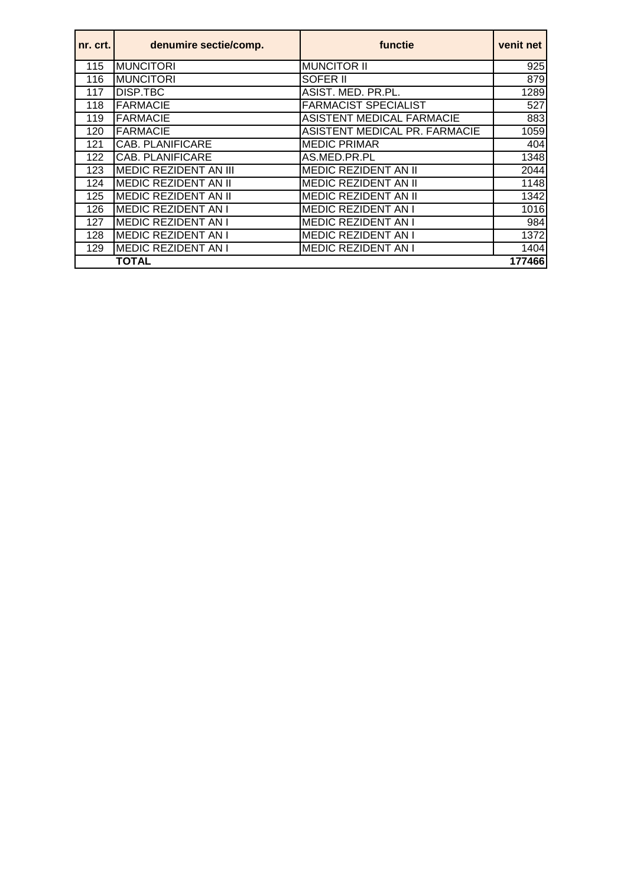| nr. crt. | denumire sectie/comp. | functie | venit net |
|---|---|---|---|
| 115 | MUNCITORI | MUNCITOR II | 925 |
| 116 | MUNCITORI | SOFER II | 879 |
| 117 | DISP.TBC | ASIST. MED. PR.PL. | 1289 |
| 118 | FARMACIE | FARMACIST SPECIALIST | 527 |
| 119 | FARMACIE | ASISTENT MEDICAL FARMACIE | 883 |
| 120 | FARMACIE | ASISTENT MEDICAL PR. FARMACIE | 1059 |
| 121 | CAB. PLANIFICARE | MEDIC PRIMAR | 404 |
| 122 | CAB. PLANIFICARE | AS.MED.PR.PL | 1348 |
| 123 | MEDIC REZIDENT AN III | MEDIC REZIDENT AN II | 2044 |
| 124 | MEDIC REZIDENT AN II | MEDIC REZIDENT AN II | 1148 |
| 125 | MEDIC REZIDENT AN II | MEDIC REZIDENT AN II | 1342 |
| 126 | MEDIC REZIDENT AN I | MEDIC REZIDENT AN I | 1016 |
| 127 | MEDIC REZIDENT AN I | MEDIC REZIDENT AN I | 984 |
| 128 | MEDIC REZIDENT AN I | MEDIC REZIDENT AN I | 1372 |
| 129 | MEDIC REZIDENT AN I | MEDIC REZIDENT AN I | 1404 |
| | **TOTAL** | | **177466** |